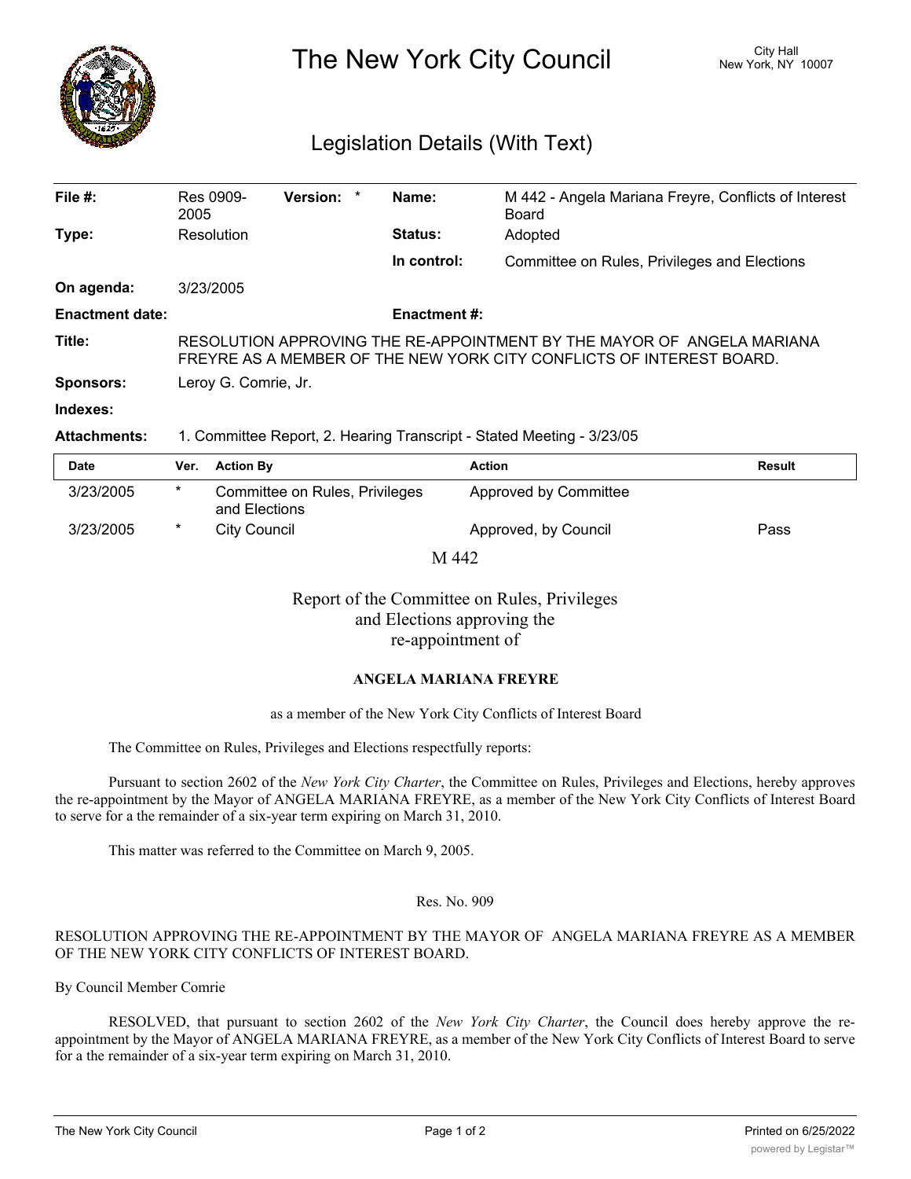# The New York City Council

City Hall
New York, NY 10007

## Legislation Details (With Text)

| | | | | | |
|---|---|---|---|---|---|
| **File #:** | Res 0909-2005 | **Version:** | * | **Name:** | M 442 - Angela Mariana Freyre, Conflicts of Interest Board |
| **Type:** | Resolution | | | **Status:** | Adopted |
| | | | | **In control:** | Committee on Rules, Privileges and Elections |
| **On agenda:** | 3/23/2005 | | | | |
| **Enactment date:** | | | | **Enactment #:** | |

**Title:** RESOLUTION APPROVING THE RE-APPOINTMENT BY THE MAYOR OF ANGELA MARIANA FREYRE AS A MEMBER OF THE NEW YORK CITY CONFLICTS OF INTEREST BOARD.

**Sponsors:** Leroy G. Comrie, Jr.

**Indexes:**

**Attachments:** 1. Committee Report, 2. Hearing Transcript - Stated Meeting - 3/23/05

| Date | Ver. | Action By | Action | Result |
|---|---|---|---|---|
| 3/23/2005 | * | Committee on Rules, Privileges and Elections | Approved by Committee | |
| 3/23/2005 | * | City Council | Approved, by Council | Pass |

M 442

Report of the Committee on Rules, Privileges and Elections approving the re-appointment of

**ANGELA MARIANA FREYRE**

as a member of the New York City Conflicts of Interest Board

The Committee on Rules, Privileges and Elections respectfully reports:

Pursuant to section 2602 of the *New York City Charter*, the Committee on Rules, Privileges and Elections, hereby approves the re-appointment by the Mayor of ANGELA MARIANA FREYRE, as a member of the New York City Conflicts of Interest Board to serve for a the remainder of a six-year term expiring on March 31, 2010.

This matter was referred to the Committee on March 9, 2005.

Res. No. 909

RESOLUTION APPROVING THE RE-APPOINTMENT BY THE MAYOR OF ANGELA MARIANA FREYRE AS A MEMBER OF THE NEW YORK CITY CONFLICTS OF INTEREST BOARD.

By Council Member Comrie

RESOLVED, that pursuant to section 2602 of the *New York City Charter*, the Council does hereby approve the re-appointment by the Mayor of ANGELA MARIANA FREYRE, as a member of the New York City Conflicts of Interest Board to serve for a the remainder of a six-year term expiring on March 31, 2010.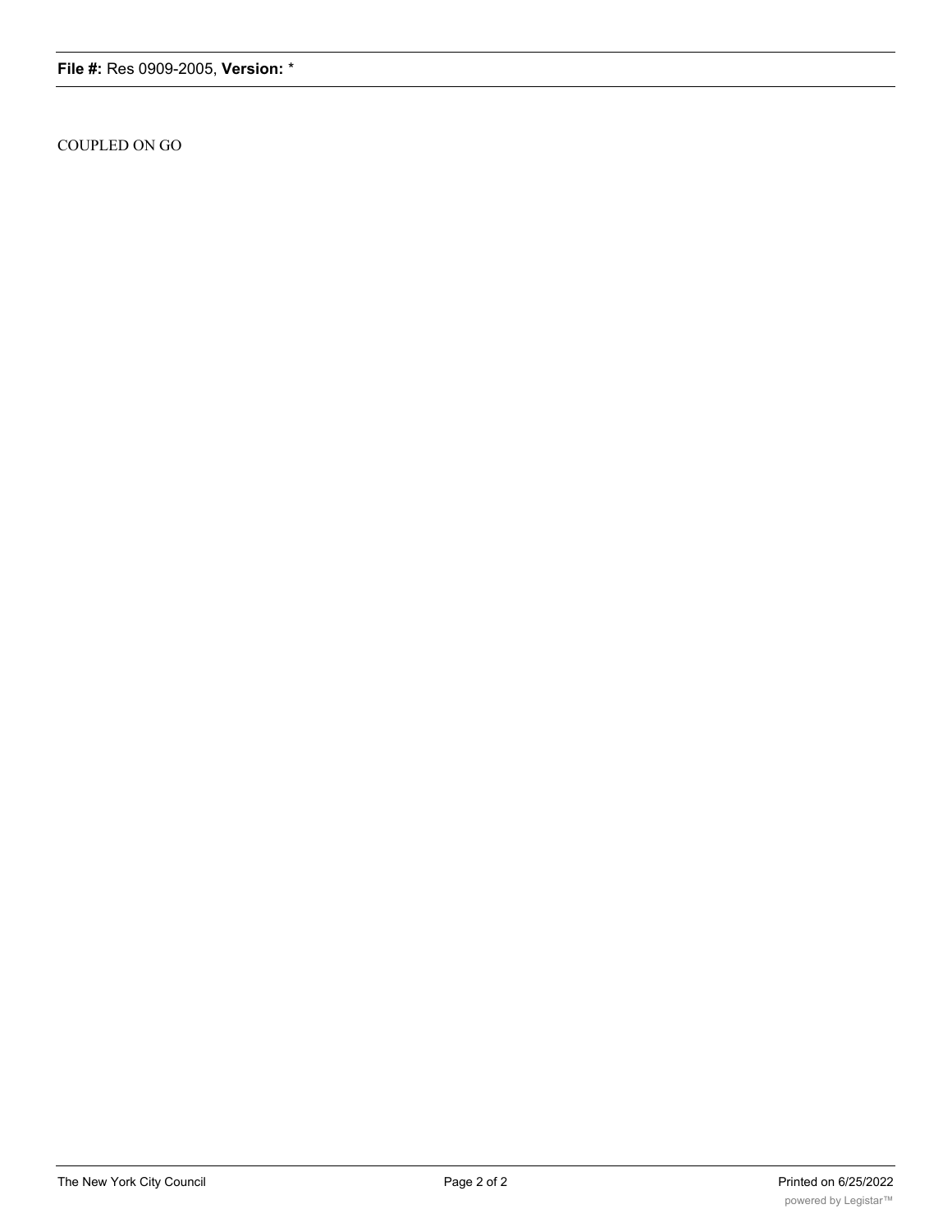COUPLED ON GO